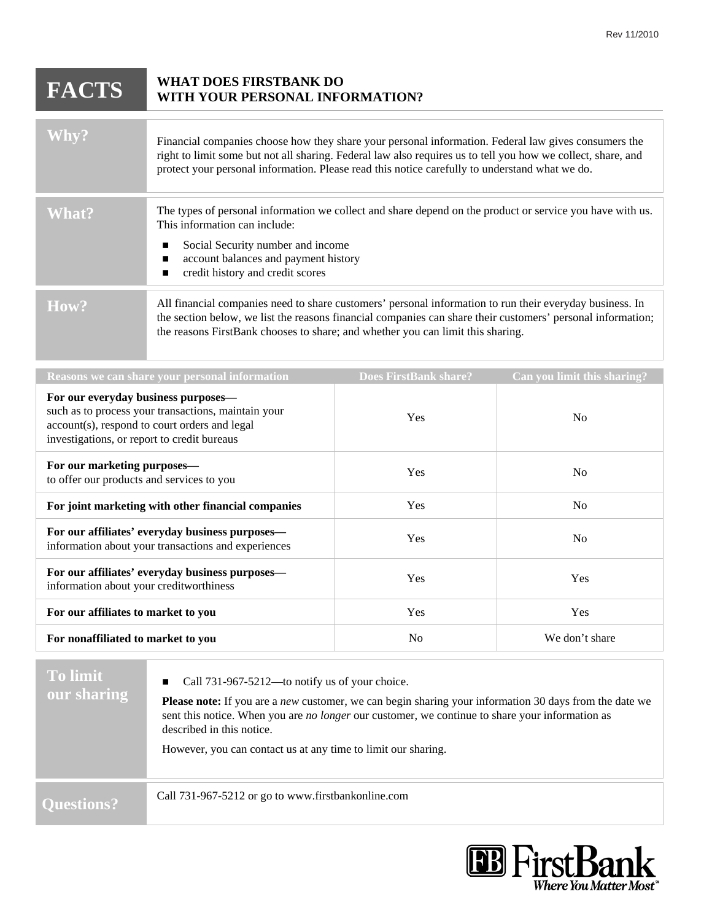Rev 11/2010

# FACTS — WHAT DOES FIRSTBANK DO WITH YOUR PERSONAL INFORMATION?

## Why?

Financial companies choose how they share your personal information. Federal law gives consumers the right to limit some but not all sharing. Federal law also requires us to tell you how we collect, share, and protect your personal information. Please read this notice carefully to understand what we do.

## What?

The types of personal information we collect and share depend on the product or service you have with us. This information can include:

- Social Security number and income
- account balances and payment history
- credit history and credit scores

## How?

All financial companies need to share customers' personal information to run their everyday business. In the section below, we list the reasons financial companies can share their customers' personal information; the reasons FirstBank chooses to share; and whether you can limit this sharing.

| Reasons we can share your personal information | Does FirstBank share? | Can you limit this sharing? |
|---|---|---|
| **For our everyday business purposes—** such as to process your transactions, maintain your account(s), respond to court orders and legal investigations, or report to credit bureaus | Yes | No |
| **For our marketing purposes—** to offer our products and services to you | Yes | No |
| **For joint marketing with other financial companies** | Yes | No |
| **For our affiliates' everyday business purposes—** information about your transactions and experiences | Yes | No |
| **For our affiliates' everyday business purposes—** information about your creditworthiness | Yes | Yes |
| **For our affiliates to market to you** | Yes | Yes |
| **For nonaffiliated to market to you** | No | We don't share |

## To limit our sharing

- Call 731-967-5212—to notify us of your choice.

**Please note:** If you are a *new* customer, we can begin sharing your information 30 days from the date we sent this notice. When you are *no longer* our customer, we continue to share your information as described in this notice.

However, you can contact us at any time to limit our sharing.

## Questions?

Call 731-967-5212 or go to www.firstbankonline.com

FirstBank — Where You Matter Most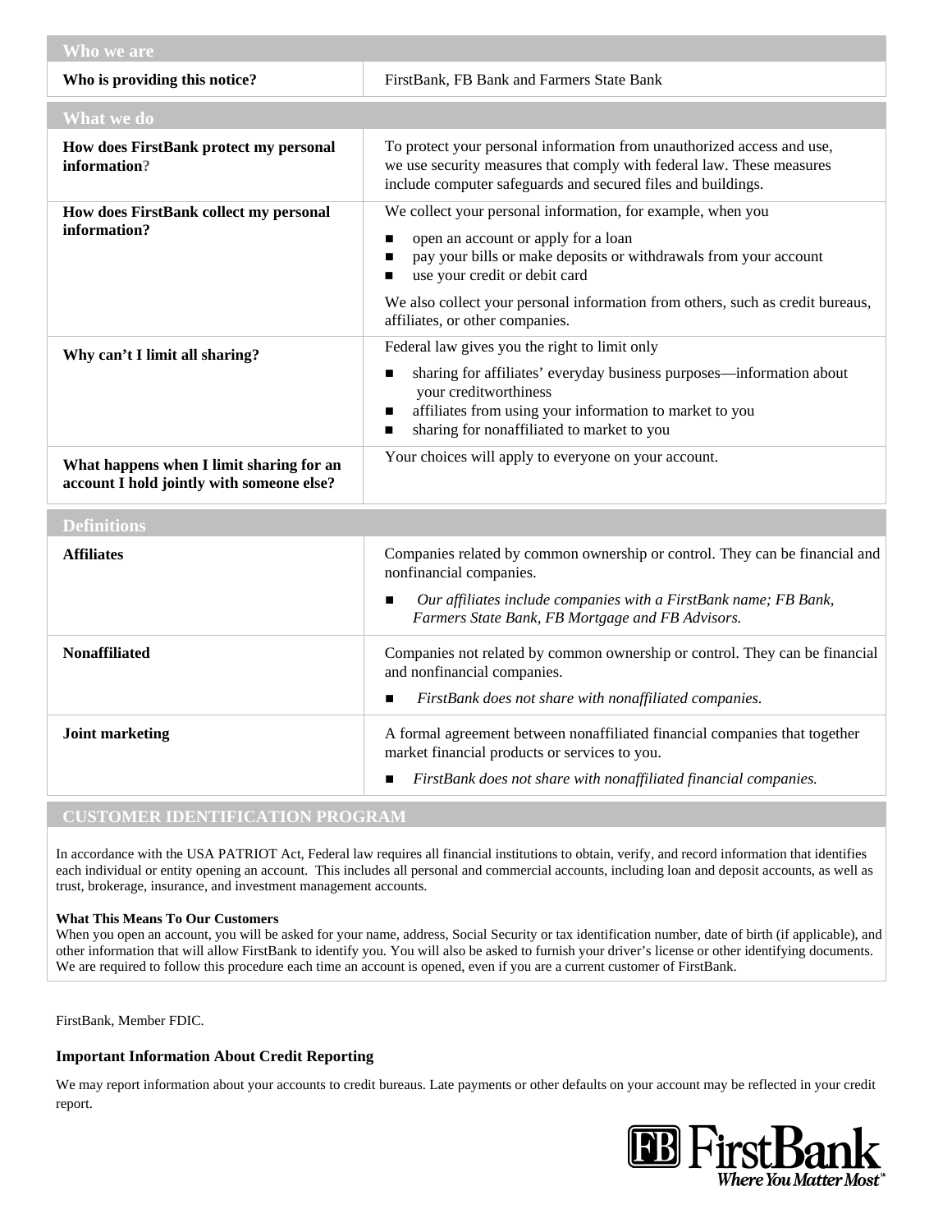| Who we are | |
|---|---|
| **Who is providing this notice?** | FirstBank, FB Bank and Farmers State Bank |

| What we do | |
|---|---|
| **How does FirstBank protect my personal information?** | To protect your personal information from unauthorized access and use, we use security measures that comply with federal law. These measures include computer safeguards and secured files and buildings. |
| **How does FirstBank collect my personal information?** | We collect your personal information, for example, when you<br>■ open an account or apply for a loan<br>■ pay your bills or make deposits or withdrawals from your account<br>■ use your credit or debit card<br>We also collect your personal information from others, such as credit bureaus, affiliates, or other companies. |
| **Why can't I limit all sharing?** | Federal law gives you the right to limit only<br>■ sharing for affiliates' everyday business purposes—information about your creditworthiness<br>■ affiliates from using your information to market to you<br>■ sharing for nonaffiliated to market to you |
| **What happens when I limit sharing for an account I hold jointly with someone else?** | Your choices will apply to everyone on your account. |

| Definitions | |
|---|---|
| **Affiliates** | Companies related by common ownership or control. They can be financial and nonfinancial companies.<br>■ *Our affiliates include companies with a FirstBank name; FB Bank, Farmers State Bank, FB Mortgage and FB Advisors.* |
| **Nonaffiliated** | Companies not related by common ownership or control. They can be financial and nonfinancial companies.<br>■ *FirstBank does not share with nonaffiliated companies.* |
| **Joint marketing** | A formal agreement between nonaffiliated financial companies that together market financial products or services to you.<br>■ *FirstBank does not share with nonaffiliated financial companies.* |

## CUSTOMER IDENTIFICATION PROGRAM

In accordance with the USA PATRIOT Act, Federal law requires all financial institutions to obtain, verify, and record information that identifies each individual or entity opening an account. This includes all personal and commercial accounts, including loan and deposit accounts, as well as trust, brokerage, insurance, and investment management accounts.

**What This Means To Our Customers**

When you open an account, you will be asked for your name, address, Social Security or tax identification number, date of birth (if applicable), and other information that will allow FirstBank to identify you. You will also be asked to furnish your driver's license or other identifying documents. We are required to follow this procedure each time an account is opened, even if you are a current customer of FirstBank.

FirstBank, Member FDIC.

### Important Information About Credit Reporting

We may report information about your accounts to credit bureaus. Late payments or other defaults on your account may be reflected in your credit report.

FB FirstBank
Where You Matter Most℠